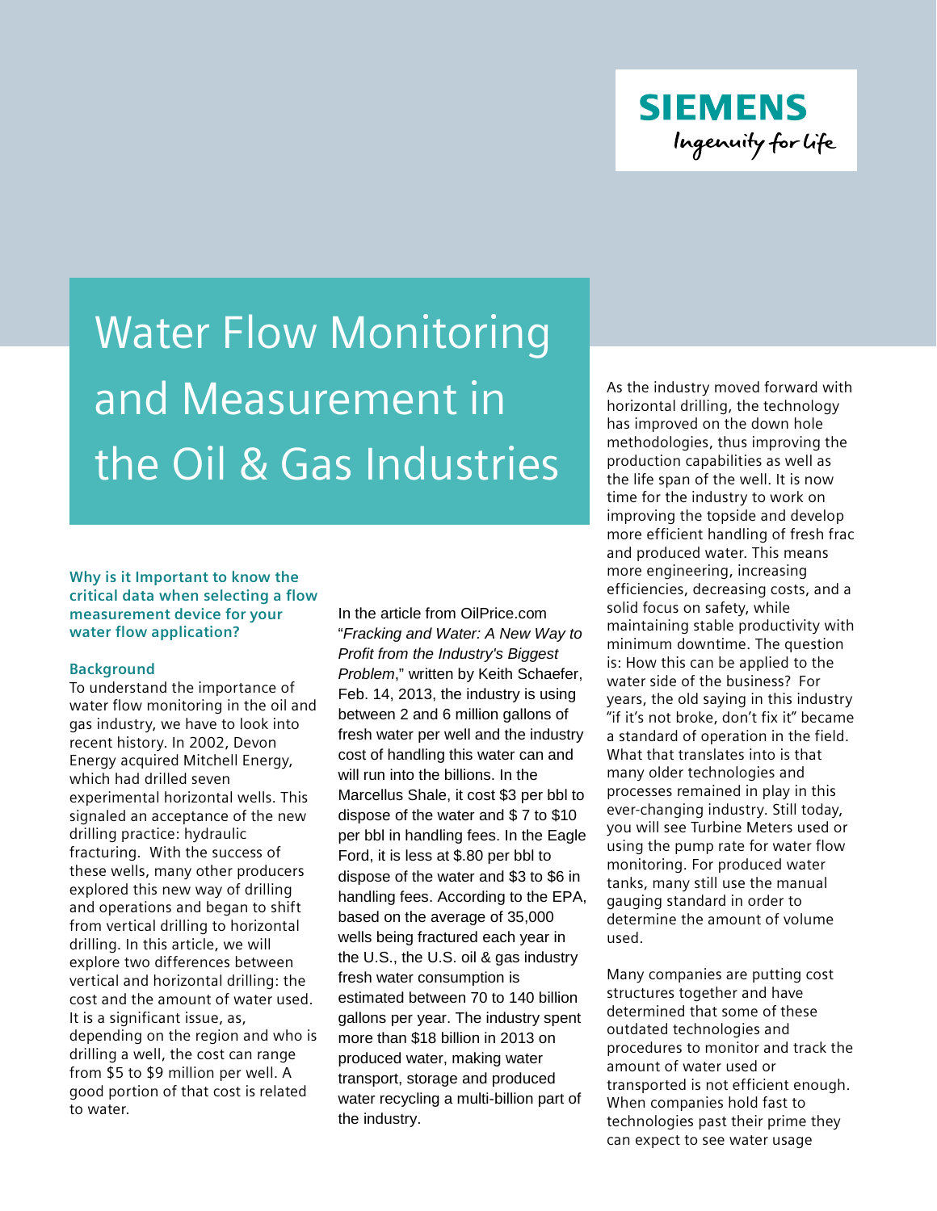SIEMENS

Ingenuity for life

# Water Flow Monitoring and Measurement in the Oil & Gas Industries

**Why is it Important to know the critical data when selecting a flow measurement device for your water flow application?**

**Background**

To understand the importance of water flow monitoring in the oil and gas industry, we have to look into recent history. In 2002, Devon Energy acquired Mitchell Energy, which had drilled seven experimental horizontal wells. This signaled an acceptance of the new drilling practice: hydraulic fracturing. With the success of these wells, many other producers explored this new way of drilling and operations and began to shift from vertical drilling to horizontal drilling. In this article, we will explore two differences between vertical and horizontal drilling: the cost and the amount of water used. It is a significant issue, as, depending on the region and who is drilling a well, the cost can range from $5 to $9 million per well. A good portion of that cost is related to water.

In the article from OilPrice.com "*Fracking and Water: A New Way to Profit from the Industry's Biggest Problem*," written by Keith Schaefer, Feb. 14, 2013, the industry is using between 2 and 6 million gallons of fresh water per well and the industry cost of handling this water can and will run into the billions. In the Marcellus Shale, it cost $3 per bbl to dispose of the water and $ 7 to $10 per bbl in handling fees. In the Eagle Ford, it is less at $.80 per bbl to dispose of the water and $3 to $6 in handling fees. According to the EPA, based on the average of 35,000 wells being fractured each year in the U.S., the U.S. oil & gas industry fresh water consumption is estimated between 70 to 140 billion gallons per year. The industry spent more than $18 billion in 2013 on produced water, making water transport, storage and produced water recycling a multi-billion part of the industry.

As the industry moved forward with horizontal drilling, the technology has improved on the down hole methodologies, thus improving the production capabilities as well as the life span of the well. It is now time for the industry to work on improving the topside and develop more efficient handling of fresh frac and produced water. This means more engineering, increasing efficiencies, decreasing costs, and a solid focus on safety, while maintaining stable productivity with minimum downtime. The question is: How this can be applied to the water side of the business? For years, the old saying in this industry "if it's not broke, don't fix it" became a standard of operation in the field. What that translates into is that many older technologies and processes remained in play in this ever-changing industry. Still today, you will see Turbine Meters used or using the pump rate for water flow monitoring. For produced water tanks, many still use the manual gauging standard in order to determine the amount of volume used.

Many companies are putting cost structures together and have determined that some of these outdated technologies and procedures to monitor and track the amount of water used or transported is not efficient enough. When companies hold fast to technologies past their prime they can expect to see water usage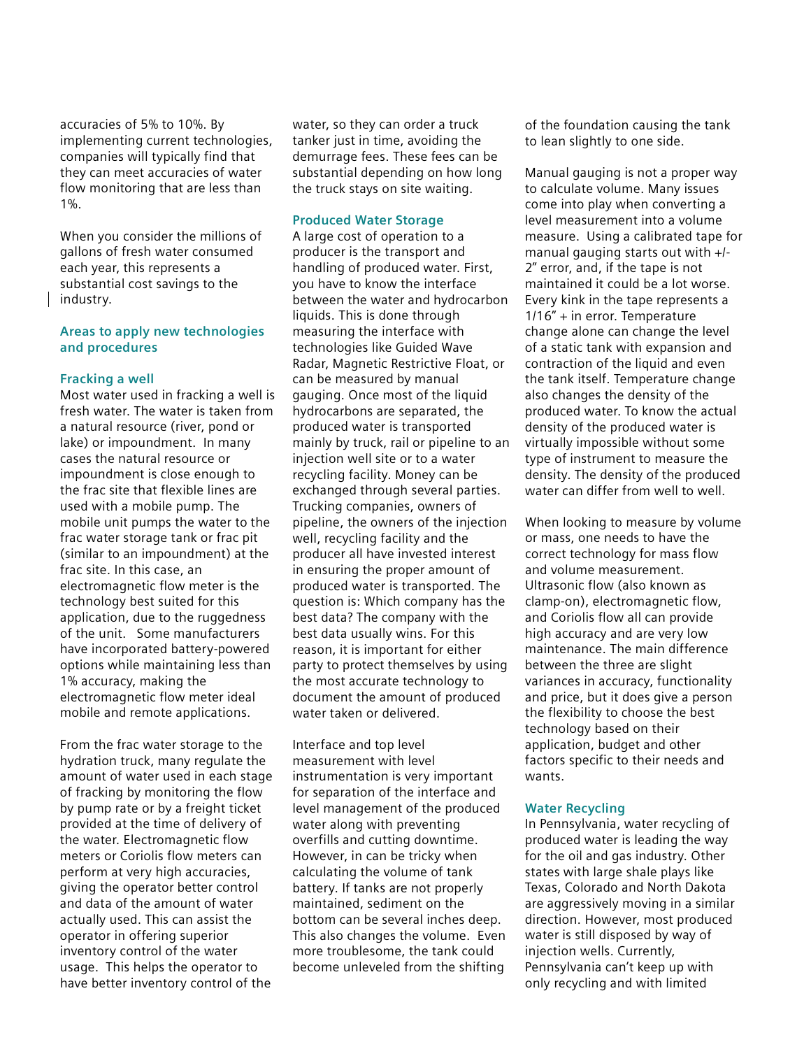accuracies of 5% to 10%. By implementing current technologies, companies will typically find that they can meet accuracies of water flow monitoring that are less than 1%.

When you consider the millions of gallons of fresh water consumed each year, this represents a substantial cost savings to the industry.

## Areas to apply new technologies and procedures

### Fracking a well

Most water used in fracking a well is fresh water. The water is taken from a natural resource (river, pond or lake) or impoundment. In many cases the natural resource or impoundment is close enough to the frac site that flexible lines are used with a mobile pump. The mobile unit pumps the water to the frac water storage tank or frac pit (similar to an impoundment) at the frac site. In this case, an electromagnetic flow meter is the technology best suited for this application, due to the ruggedness of the unit. Some manufacturers have incorporated battery-powered options while maintaining less than 1% accuracy, making the electromagnetic flow meter ideal mobile and remote applications.

From the frac water storage to the hydration truck, many regulate the amount of water used in each stage of fracking by monitoring the flow by pump rate or by a freight ticket provided at the time of delivery of the water. Electromagnetic flow meters or Coriolis flow meters can perform at very high accuracies, giving the operator better control and data of the amount of water actually used. This can assist the operator in offering superior inventory control of the water usage. This helps the operator to have better inventory control of the water, so they can order a truck tanker just in time, avoiding the demurrage fees. These fees can be substantial depending on how long the truck stays on site waiting.

### Produced Water Storage

A large cost of operation to a producer is the transport and handling of produced water. First, you have to know the interface between the water and hydrocarbon liquids. This is done through measuring the interface with technologies like Guided Wave Radar, Magnetic Restrictive Float, or can be measured by manual gauging. Once most of the liquid hydrocarbons are separated, the produced water is transported mainly by truck, rail or pipeline to an injection well site or to a water recycling facility. Money can be exchanged through several parties. Trucking companies, owners of pipeline, the owners of the injection well, recycling facility and the producer all have invested interest in ensuring the proper amount of produced water is transported. The question is: Which company has the best data? The company with the best data usually wins. For this reason, it is important for either party to protect themselves by using the most accurate technology to document the amount of produced water taken or delivered.

Interface and top level measurement with level instrumentation is very important for separation of the interface and level management of the produced water along with preventing overfills and cutting downtime. However, in can be tricky when calculating the volume of tank battery. If tanks are not properly maintained, sediment on the bottom can be several inches deep. This also changes the volume. Even more troublesome, the tank could become unleveled from the shifting of the foundation causing the tank to lean slightly to one side.

Manual gauging is not a proper way to calculate volume. Many issues come into play when converting a level measurement into a volume measure. Using a calibrated tape for manual gauging starts out with +/- 2" error, and, if the tape is not maintained it could be a lot worse. Every kink in the tape represents a 1/16" + in error. Temperature change alone can change the level of a static tank with expansion and contraction of the liquid and even the tank itself. Temperature change also changes the density of the produced water. To know the actual density of the produced water is virtually impossible without some type of instrument to measure the density. The density of the produced water can differ from well to well.

When looking to measure by volume or mass, one needs to have the correct technology for mass flow and volume measurement. Ultrasonic flow (also known as clamp-on), electromagnetic flow, and Coriolis flow all can provide high accuracy and are very low maintenance. The main difference between the three are slight variances in accuracy, functionality and price, but it does give a person the flexibility to choose the best technology based on their application, budget and other factors specific to their needs and wants.

### Water Recycling

In Pennsylvania, water recycling of produced water is leading the way for the oil and gas industry. Other states with large shale plays like Texas, Colorado and North Dakota are aggressively moving in a similar direction. However, most produced water is still disposed by way of injection wells. Currently, Pennsylvania can't keep up with only recycling and with limited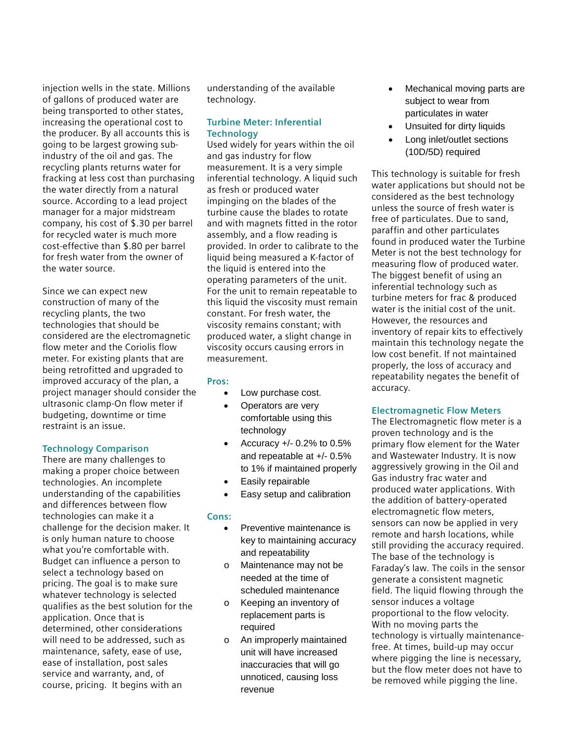injection wells in the state. Millions of gallons of produced water are being transported to other states, increasing the operational cost to the producer. By all accounts this is going to be largest growing sub-industry of the oil and gas. The recycling plants returns water for fracking at less cost than purchasing the water directly from a natural source. According to a lead project manager for a major midstream company, his cost of $.30 per barrel for recycled water is much more cost-effective than $.80 per barrel for fresh water from the owner of the water source.

Since we can expect new construction of many of the recycling plants, the two technologies that should be considered are the electromagnetic flow meter and the Coriolis flow meter. For existing plants that are being retrofitted and upgraded to improved accuracy of the plan, a project manager should consider the ultrasonic clamp-On flow meter if budgeting, downtime or time restraint is an issue.

## Technology Comparison

There are many challenges to making a proper choice between technologies. An incomplete understanding of the capabilities and differences between flow technologies can make it a challenge for the decision maker. It is only human nature to choose what you're comfortable with. Budget can influence a person to select a technology based on pricing. The goal is to make sure whatever technology is selected qualifies as the best solution for the application. Once that is determined, other considerations will need to be addressed, such as maintenance, safety, ease of use, ease of installation, post sales service and warranty, and, of course, pricing. It begins with an understanding of the available technology.

## Turbine Meter: Inferential Technology

Used widely for years within the oil and gas industry for flow measurement. It is a very simple inferential technology. A liquid such as fresh or produced water impinging on the blades of the turbine cause the blades to rotate and with magnets fitted in the rotor assembly, and a flow reading is provided. In order to calibrate to the liquid being measured a K-factor of the liquid is entered into the operating parameters of the unit. For the unit to remain repeatable to this liquid the viscosity must remain constant. For fresh water, the viscosity remains constant; with produced water, a slight change in viscosity occurs causing errors in measurement.

### Pros:

- Low purchase cost.
- Operators are very comfortable using this technology
- Accuracy +/- 0.2% to 0.5% and repeatable at +/- 0.5% to 1% if maintained properly
- Easily repairable
- Easy setup and calibration

### Cons:

- Preventive maintenance is key to maintaining accuracy and repeatability
  - Maintenance may not be needed at the time of scheduled maintenance
  - Keeping an inventory of replacement parts is required
  - An improperly maintained unit will have increased inaccuracies that will go unnoticed, causing loss revenue
- Mechanical moving parts are subject to wear from particulates in water
- Unsuited for dirty liquids
- Long inlet/outlet sections (10D/5D) required

This technology is suitable for fresh water applications but should not be considered as the best technology unless the source of fresh water is free of particulates. Due to sand, paraffin and other particulates found in produced water the Turbine Meter is not the best technology for measuring flow of produced water. The biggest benefit of using an inferential technology such as turbine meters for frac & produced water is the initial cost of the unit. However, the resources and inventory of repair kits to effectively maintain this technology negate the low cost benefit. If not maintained properly, the loss of accuracy and repeatability negates the benefit of accuracy.

## Electromagnetic Flow Meters

The Electromagnetic flow meter is a proven technology and is the primary flow element for the Water and Wastewater Industry. It is now aggressively growing in the Oil and Gas industry frac water and produced water applications. With the addition of battery-operated electromagnetic flow meters, sensors can now be applied in very remote and harsh locations, while still providing the accuracy required. The base of the technology is Faraday's law. The coils in the sensor generate a consistent magnetic field. The liquid flowing through the sensor induces a voltage proportional to the flow velocity. With no moving parts the technology is virtually maintenance-free. At times, build-up may occur where pigging the line is necessary, but the flow meter does not have to be removed while pigging the line.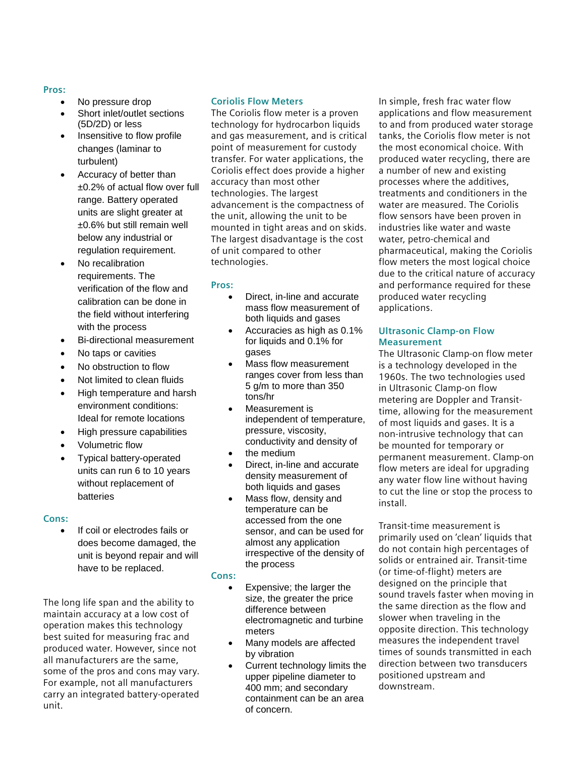**Pros:**

- No pressure drop
- Short inlet/outlet sections (5D/2D) or less
- Insensitive to flow profile changes (laminar to turbulent)
- Accuracy of better than ±0.2% of actual flow over full range. Battery operated units are slight greater at ±0.6% but still remain well below any industrial or regulation requirement.
- No recalibration requirements. The verification of the flow and calibration can be done in the field without interfering with the process
- Bi-directional measurement
- No taps or cavities
- No obstruction to flow
- Not limited to clean fluids
- High temperature and harsh environment conditions: Ideal for remote locations
- High pressure capabilities
- Volumetric flow
- Typical battery-operated units can run 6 to 10 years without replacement of batteries

**Cons:**

- If coil or electrodes fails or does become damaged, the unit is beyond repair and will have to be replaced.

The long life span and the ability to maintain accuracy at a low cost of operation makes this technology best suited for measuring frac and produced water. However, since not all manufacturers are the same, some of the pros and cons may vary. For example, not all manufacturers carry an integrated battery-operated unit.

## Coriolis Flow Meters

The Coriolis flow meter is a proven technology for hydrocarbon liquids and gas measurement, and is critical point of measurement for custody transfer. For water applications, the Coriolis effect does provide a higher accuracy than most other technologies. The largest advancement is the compactness of the unit, allowing the unit to be mounted in tight areas and on skids. The largest disadvantage is the cost of unit compared to other technologies.

**Pros:**

- Direct, in-line and accurate mass flow measurement of both liquids and gases
- Accuracies as high as 0.1% for liquids and 0.1% for gases
- Mass flow measurement ranges cover from less than 5 g/m to more than 350 tons/hr
- Measurement is independent of temperature, pressure, viscosity, conductivity and density of
- the medium
- Direct, in-line and accurate density measurement of both liquids and gases
- Mass flow, density and temperature can be accessed from the one sensor, and can be used for almost any application irrespective of the density of the process

**Cons:**

- Expensive; the larger the size, the greater the price difference between electromagnetic and turbine meters
- Many models are affected by vibration
- Current technology limits the upper pipeline diameter to 400 mm; and secondary containment can be an area of concern.

In simple, fresh frac water flow applications and flow measurement to and from produced water storage tanks, the Coriolis flow meter is not the most economical choice. With produced water recycling, there are a number of new and existing processes where the additives, treatments and conditioners in the water are measured. The Coriolis flow sensors have been proven in industries like water and waste water, petro-chemical and pharmaceutical, making the Coriolis flow meters the most logical choice due to the critical nature of accuracy and performance required for these produced water recycling applications.

## Ultrasonic Clamp-on Flow Measurement

The Ultrasonic Clamp-on flow meter is a technology developed in the 1960s. The two technologies used in Ultrasonic Clamp-on flow metering are Doppler and Transit-time, allowing for the measurement of most liquids and gases. It is a non-intrusive technology that can be mounted for temporary or permanent measurement. Clamp-on flow meters are ideal for upgrading any water flow line without having to cut the line or stop the process to install.

Transit-time measurement is primarily used on 'clean' liquids that do not contain high percentages of solids or entrained air. Transit-time (or time-of-flight) meters are designed on the principle that sound travels faster when moving in the same direction as the flow and slower when traveling in the opposite direction. This technology measures the independent travel times of sounds transmitted in each direction between two transducers positioned upstream and downstream.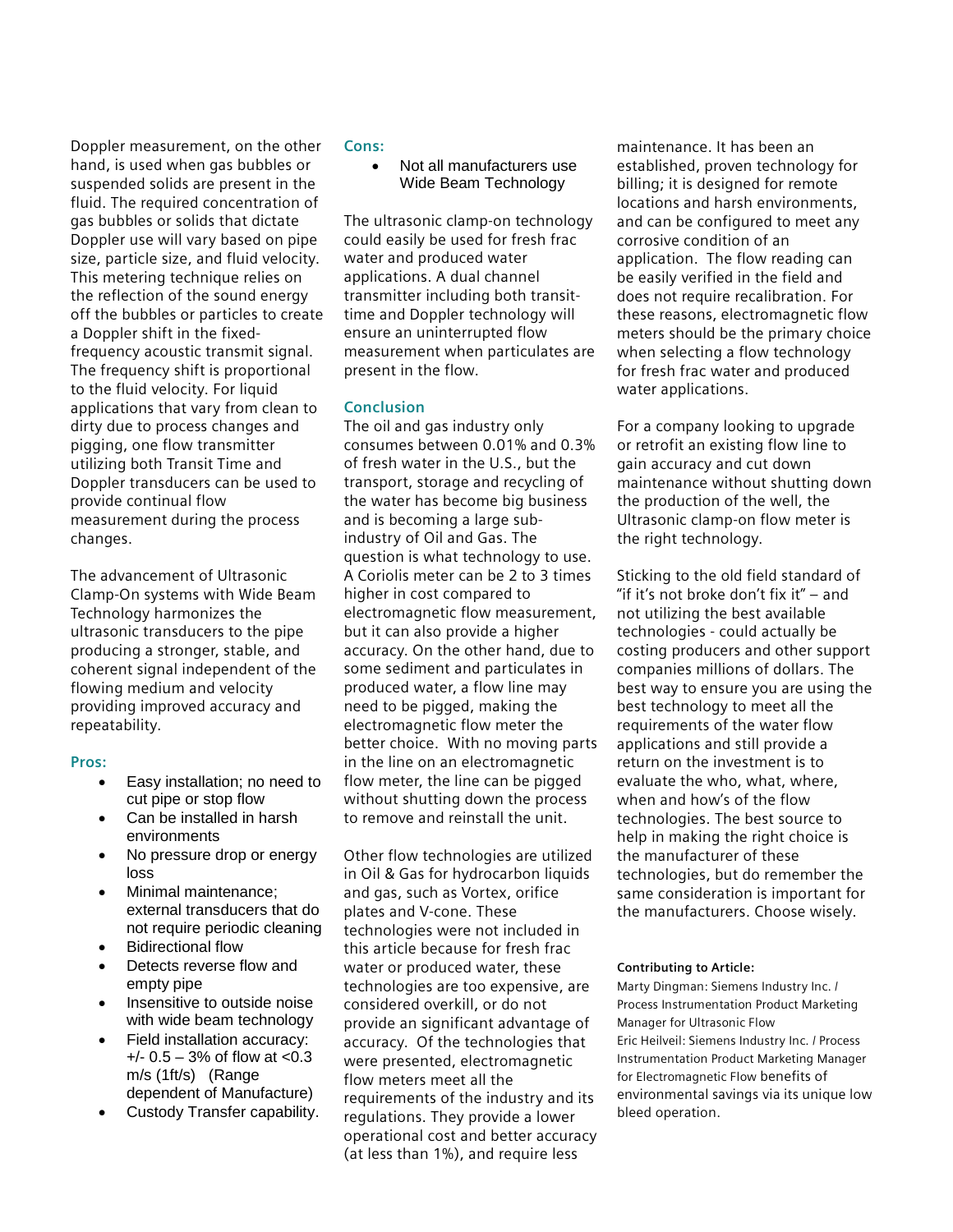Doppler measurement, on the other hand, is used when gas bubbles or suspended solids are present in the fluid. The required concentration of gas bubbles or solids that dictate Doppler use will vary based on pipe size, particle size, and fluid velocity. This metering technique relies on the reflection of the sound energy off the bubbles or particles to create a Doppler shift in the fixed-frequency acoustic transmit signal. The frequency shift is proportional to the fluid velocity. For liquid applications that vary from clean to dirty due to process changes and pigging, one flow transmitter utilizing both Transit Time and Doppler transducers can be used to provide continual flow measurement during the process changes.

The advancement of Ultrasonic Clamp-On systems with Wide Beam Technology harmonizes the ultrasonic transducers to the pipe producing a stronger, stable, and coherent signal independent of the flowing medium and velocity providing improved accuracy and repeatability.

### Pros:

- Easy installation; no need to cut pipe or stop flow
- Can be installed in harsh environments
- No pressure drop or energy loss
- Minimal maintenance; external transducers that do not require periodic cleaning
- Bidirectional flow
- Detects reverse flow and empty pipe
- Insensitive to outside noise with wide beam technology
- Field installation accuracy: +/- 0.5 – 3% of flow at <0.3 m/s (1ft/s)   (Range dependent of Manufacture)
- Custody Transfer capability.

### Cons:

- Not all manufacturers use Wide Beam Technology

The ultrasonic clamp-on technology could easily be used for fresh frac water and produced water applications. A dual channel transmitter including both transit-time and Doppler technology will ensure an uninterrupted flow measurement when particulates are present in the flow.

### Conclusion

The oil and gas industry only consumes between 0.01% and 0.3% of fresh water in the U.S., but the transport, storage and recycling of the water has become big business and is becoming a large sub-industry of Oil and Gas. The question is what technology to use. A Coriolis meter can be 2 to 3 times higher in cost compared to electromagnetic flow measurement, but it can also provide a higher accuracy. On the other hand, due to some sediment and particulates in produced water, a flow line may need to be pigged, making the electromagnetic flow meter the better choice.  With no moving parts in the line on an electromagnetic flow meter, the line can be pigged without shutting down the process to remove and reinstall the unit.

Other flow technologies are utilized in Oil & Gas for hydrocarbon liquids and gas, such as Vortex, orifice plates and V-cone. These technologies were not included in this article because for fresh frac water or produced water, these technologies are too expensive, are considered overkill, or do not provide an significant advantage of accuracy.  Of the technologies that were presented, electromagnetic flow meters meet all the requirements of the industry and its regulations. They provide a lower operational cost and better accuracy (at less than 1%), and require less maintenance. It has been an established, proven technology for billing; it is designed for remote locations and harsh environments, and can be configured to meet any corrosive condition of an application.  The flow reading can be easily verified in the field and does not require recalibration. For these reasons, electromagnetic flow meters should be the primary choice when selecting a flow technology for fresh frac water and produced water applications.

For a company looking to upgrade or retrofit an existing flow line to gain accuracy and cut down maintenance without shutting down the production of the well, the Ultrasonic clamp-on flow meter is the right technology.

Sticking to the old field standard of "if it's not broke don't fix it" – and not utilizing the best available technologies - could actually be costing producers and other support companies millions of dollars. The best way to ensure you are using the best technology to meet all the requirements of the water flow applications and still provide a return on the investment is to evaluate the who, what, where, when and how's of the flow technologies. The best source to help in making the right choice is the manufacturer of these technologies, but do remember the same consideration is important for the manufacturers. Choose wisely.

**Contributing to Article:**

Marty Dingman: Siemens Industry Inc. / Process Instrumentation Product Marketing Manager for Ultrasonic Flow

Eric Heilveil: Siemens Industry Inc. / Process Instrumentation Product Marketing Manager for Electromagnetic Flow benefits of environmental savings via its unique low bleed operation.